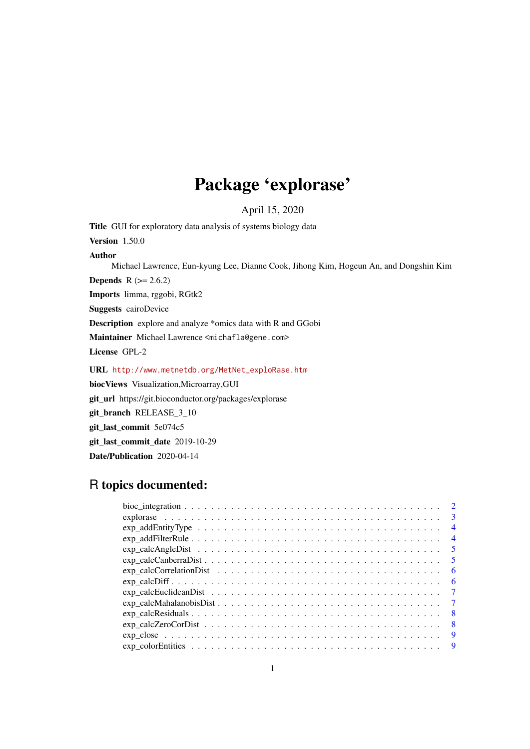# Package 'explorase'

April 15, 2020

**Title** GUI for exploratory data analysis of systems biology data

**Version** 1.50.0

**Author**
Michael Lawrence, Eun-kyung Lee, Dianne Cook, Jihong Kim, Hogeun An, and Dongshin Kim

**Depends** R (>= 2.6.2)

**Imports** limma, rggobi, RGtk2

**Suggests** cairoDevice

**Description** explore and analyze *omics data with R and GGobi

**Maintainer** Michael Lawrence <michafla@gene.com>

**License** GPL-2

**URL** http://www.metnetdb.org/MetNet_exploRase.htm

**biocViews** Visualization,Microarray,GUI

**git_url** https://git.bioconductor.org/packages/explorase

**git_branch** RELEASE_3_10

**git_last_commit** 5e074c5

**git_last_commit_date** 2019-10-29

**Date/Publication** 2020-04-14

## R topics documented:

- bioc_integration . . . . . . . . . . . . . . . . . . . . . . . . . . . . . . . . . . . . 2
- explorase . . . . . . . . . . . . . . . . . . . . . . . . . . . . . . . . . . . . . . . 3
- exp_addEntityType . . . . . . . . . . . . . . . . . . . . . . . . . . . . . . . . . . . 4
- exp_addFilterRule . . . . . . . . . . . . . . . . . . . . . . . . . . . . . . . . . . . 4
- exp_calcAngleDist . . . . . . . . . . . . . . . . . . . . . . . . . . . . . . . . . . . 5
- exp_calcCanberraDist . . . . . . . . . . . . . . . . . . . . . . . . . . . . . . . . . 5
- exp_calcCorrelationDist . . . . . . . . . . . . . . . . . . . . . . . . . . . . . . . . 6
- exp_calcDiff . . . . . . . . . . . . . . . . . . . . . . . . . . . . . . . . . . . . . . 6
- exp_calcEuclideanDist . . . . . . . . . . . . . . . . . . . . . . . . . . . . . . . . . 7
- exp_calcMahalanobisDist . . . . . . . . . . . . . . . . . . . . . . . . . . . . . . . 7
- exp_calcResiduals . . . . . . . . . . . . . . . . . . . . . . . . . . . . . . . . . . . 8
- exp_calcZeroCorDist . . . . . . . . . . . . . . . . . . . . . . . . . . . . . . . . . . 8
- exp_close . . . . . . . . . . . . . . . . . . . . . . . . . . . . . . . . . . . . . . . . 9
- exp_colorEntities . . . . . . . . . . . . . . . . . . . . . . . . . . . . . . . . . . . 9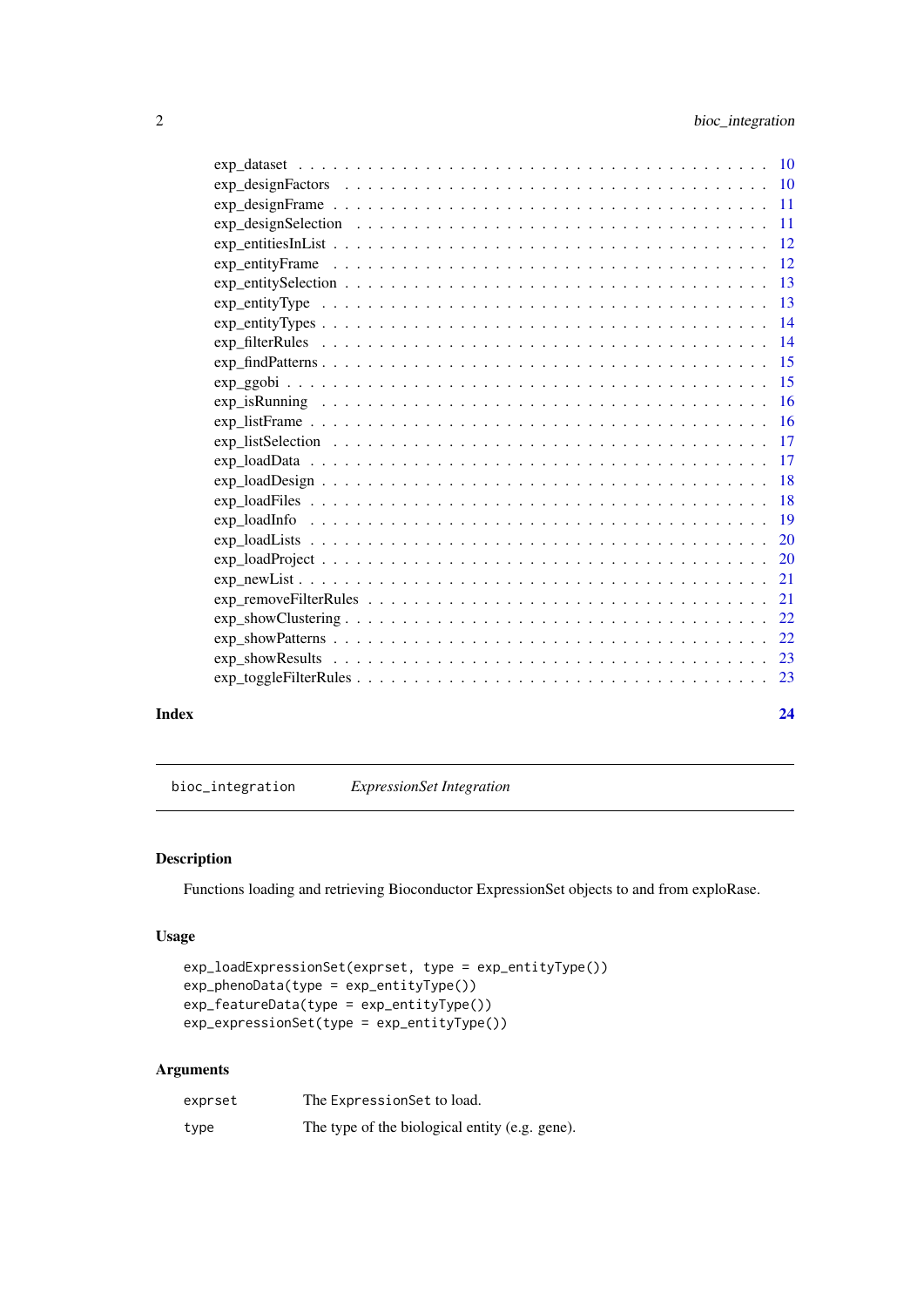exp_dataset . . . . . . . . . . . . . . . . . . . . . . . . . . . . . . . . . . . . . . . 10
exp_designFactors . . . . . . . . . . . . . . . . . . . . . . . . . . . . . . . . . . . . 10
exp_designFrame . . . . . . . . . . . . . . . . . . . . . . . . . . . . . . . . . . . . . 11
exp_designSelection . . . . . . . . . . . . . . . . . . . . . . . . . . . . . . . . . . . 11
exp_entitiesInList . . . . . . . . . . . . . . . . . . . . . . . . . . . . . . . . . . . . 12
exp_entityFrame . . . . . . . . . . . . . . . . . . . . . . . . . . . . . . . . . . . . . 12
exp_entitySelection . . . . . . . . . . . . . . . . . . . . . . . . . . . . . . . . . . . 13
exp_entityType . . . . . . . . . . . . . . . . . . . . . . . . . . . . . . . . . . . . . . 13
exp_entityTypes . . . . . . . . . . . . . . . . . . . . . . . . . . . . . . . . . . . . . 14
exp_filterRules . . . . . . . . . . . . . . . . . . . . . . . . . . . . . . . . . . . . . . 14
exp_findPatterns . . . . . . . . . . . . . . . . . . . . . . . . . . . . . . . . . . . . . 15
exp_ggobi . . . . . . . . . . . . . . . . . . . . . . . . . . . . . . . . . . . . . . . . . 15
exp_isRunning . . . . . . . . . . . . . . . . . . . . . . . . . . . . . . . . . . . . . . 16
exp_listFrame . . . . . . . . . . . . . . . . . . . . . . . . . . . . . . . . . . . . . . 16
exp_listSelection . . . . . . . . . . . . . . . . . . . . . . . . . . . . . . . . . . . . . 17
exp_loadData . . . . . . . . . . . . . . . . . . . . . . . . . . . . . . . . . . . . . . . 17
exp_loadDesign . . . . . . . . . . . . . . . . . . . . . . . . . . . . . . . . . . . . . . 18
exp_loadFiles . . . . . . . . . . . . . . . . . . . . . . . . . . . . . . . . . . . . . . . 18
exp_loadInfo . . . . . . . . . . . . . . . . . . . . . . . . . . . . . . . . . . . . . . . 19
exp_loadLists . . . . . . . . . . . . . . . . . . . . . . . . . . . . . . . . . . . . . . . 20
exp_loadProject . . . . . . . . . . . . . . . . . . . . . . . . . . . . . . . . . . . . . . 20
exp_newList . . . . . . . . . . . . . . . . . . . . . . . . . . . . . . . . . . . . . . . . 21
exp_removeFilterRules . . . . . . . . . . . . . . . . . . . . . . . . . . . . . . . . . . . 21
exp_showClustering . . . . . . . . . . . . . . . . . . . . . . . . . . . . . . . . . . . . 22
exp_showPatterns . . . . . . . . . . . . . . . . . . . . . . . . . . . . . . . . . . . . . 22
exp_showResults . . . . . . . . . . . . . . . . . . . . . . . . . . . . . . . . . . . . . . 23
exp_toggleFilterRules . . . . . . . . . . . . . . . . . . . . . . . . . . . . . . . . . . . 23

**Index** **24**

---

## bioc_integration *ExpressionSet Integration*

### Description

Functions loading and retrieving Bioconductor ExpressionSet objects to and from exploRase.

### Usage

```
exp_loadExpressionSet(exprset, type = exp_entityType())
exp_phenoData(type = exp_entityType())
exp_featureData(type = exp_entityType())
exp_expressionSet(type = exp_entityType())
```

### Arguments

| | |
|---|---|
| exprset | The ExpressionSet to load. |
| type | The type of the biological entity (e.g. gene). |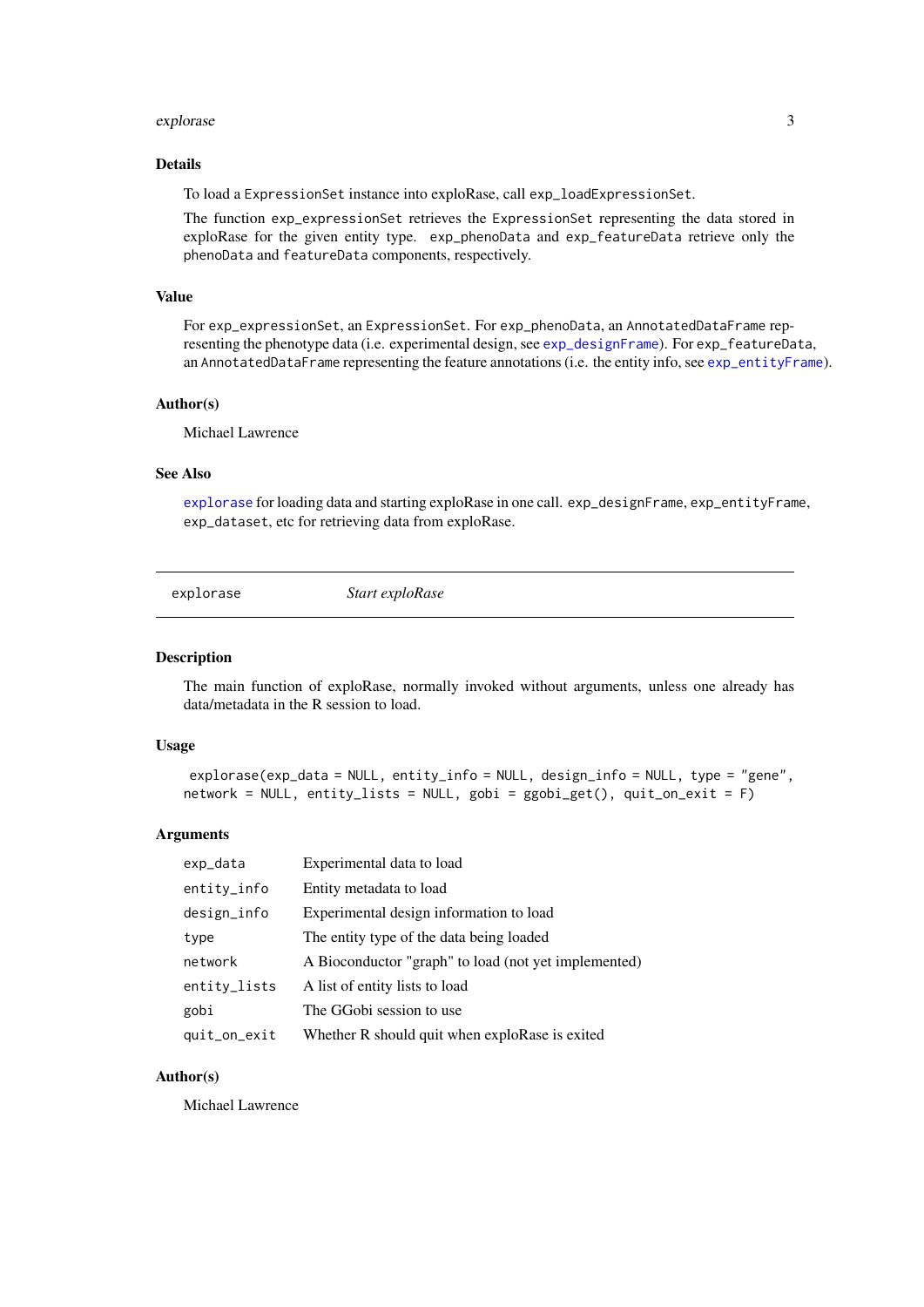### Details

To load a `ExpressionSet` instance into exploRase, call `exp_loadExpressionSet`.

The function `exp_expressionSet` retrieves the `ExpressionSet` representing the data stored in exploRase for the given entity type. `exp_phenoData` and `exp_featureData` retrieve only the `phenoData` and `featureData` components, respectively.

### Value

For `exp_expressionSet`, an `ExpressionSet`. For `exp_phenoData`, an `AnnotatedDataFrame` representing the phenotype data (i.e. experimental design, see `exp_designFrame`). For `exp_featureData`, an `AnnotatedDataFrame` representing the feature annotations (i.e. the entity info, see `exp_entityFrame`).

### Author(s)

Michael Lawrence

### See Also

`explorase` for loading data and starting exploRase in one call. `exp_designFrame`, `exp_entityFrame`, `exp_dataset`, etc for retrieving data from exploRase.

---

## explorase — *Start exploRase*

### Description

The main function of exploRase, normally invoked without arguments, unless one already has data/metadata in the R session to load.

### Usage

```
explorase(exp_data = NULL, entity_info = NULL, design_info = NULL, type = "gene",
network = NULL, entity_lists = NULL, gobi = ggobi_get(), quit_on_exit = F)
```

### Arguments

| | |
|---|---|
| `exp_data` | Experimental data to load |
| `entity_info` | Entity metadata to load |
| `design_info` | Experimental design information to load |
| `type` | The entity type of the data being loaded |
| `network` | A Bioconductor "graph" to load (not yet implemented) |
| `entity_lists` | A list of entity lists to load |
| `gobi` | The GGobi session to use |
| `quit_on_exit` | Whether R should quit when exploRase is exited |

### Author(s)

Michael Lawrence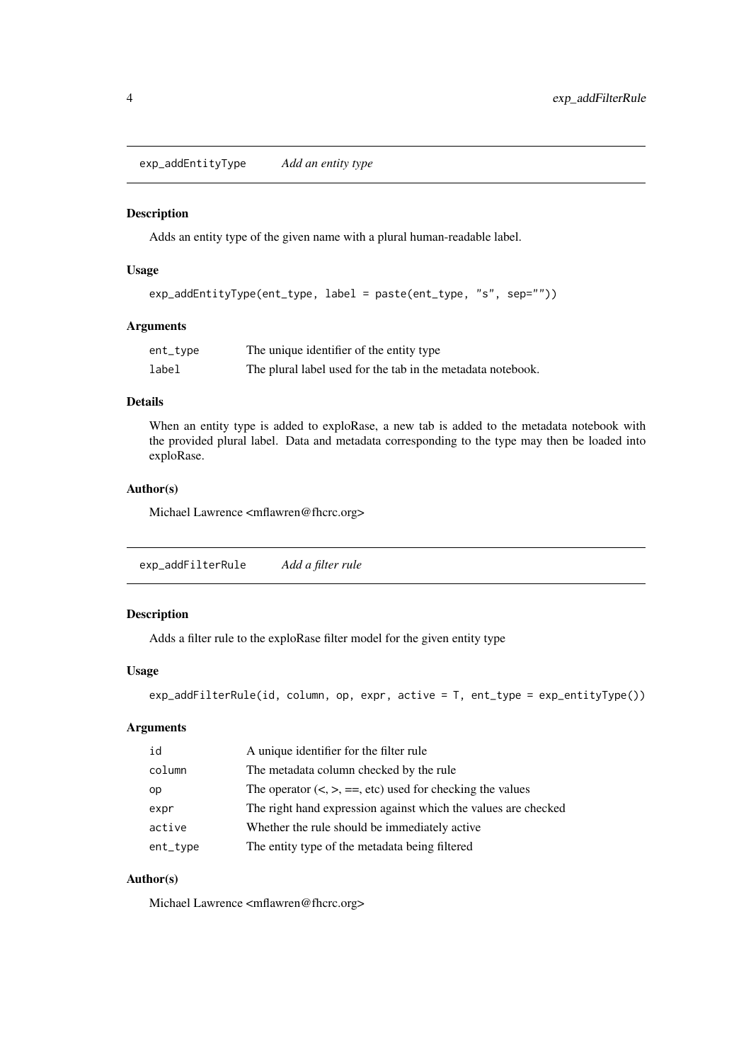## exp_addEntityType *Add an entity type*

### Description

Adds an entity type of the given name with a plural human-readable label.

### Usage

```
exp_addEntityType(ent_type, label = paste(ent_type, "s", sep=""))
```

### Arguments

| | |
|---|---|
| ent_type | The unique identifier of the entity type |
| label | The plural label used for the tab in the metadata notebook. |

### Details

When an entity type is added to exploRase, a new tab is added to the metadata notebook with the provided plural label. Data and metadata corresponding to the type may then be loaded into exploRase.

### Author(s)

Michael Lawrence <mflawren@fhcrc.org>

## exp_addFilterRule *Add a filter rule*

### Description

Adds a filter rule to the exploRase filter model for the given entity type

### Usage

```
exp_addFilterRule(id, column, op, expr, active = T, ent_type = exp_entityType())
```

### Arguments

| | |
|---|---|
| id | A unique identifier for the filter rule |
| column | The metadata column checked by the rule |
| op | The operator (<, >, ==, etc) used for checking the values |
| expr | The right hand expression against which the values are checked |
| active | Whether the rule should be immediately active |
| ent_type | The entity type of the metadata being filtered |

### Author(s)

Michael Lawrence <mflawren@fhcrc.org>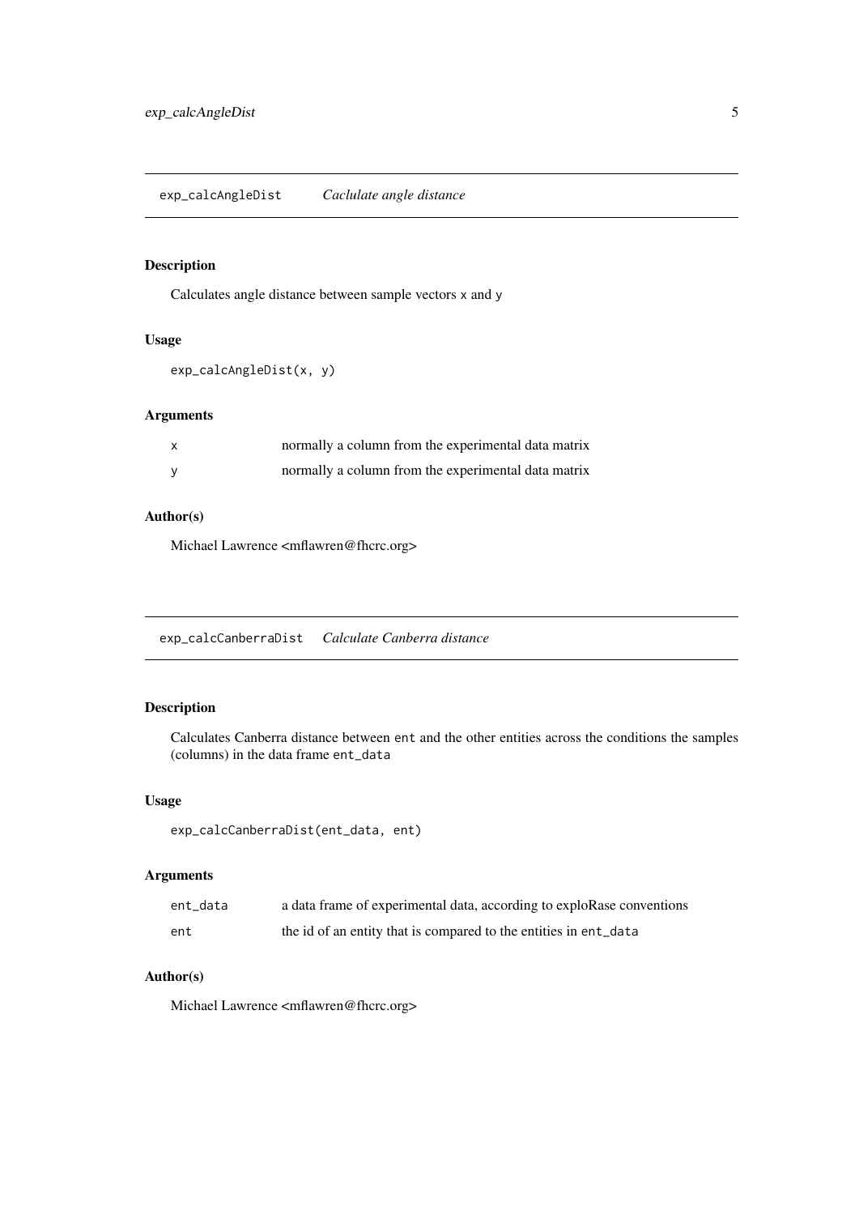## exp_calcAngleDist *Caclulate angle distance*

### Description

Calculates angle distance between sample vectors `x` and `y`

### Usage

```
exp_calcAngleDist(x, y)
```

### Arguments

| | |
|---|---|
| `x` | normally a column from the experimental data matrix |
| `y` | normally a column from the experimental data matrix |

### Author(s)

Michael Lawrence <mflawren@fhcrc.org>

## exp_calcCanberraDist *Calculate Canberra distance*

### Description

Calculates Canberra distance between `ent` and the other entities across the conditions the samples (columns) in the data frame `ent_data`

### Usage

```
exp_calcCanberraDist(ent_data, ent)
```

### Arguments

| | |
|---|---|
| `ent_data` | a data frame of experimental data, according to exploRase conventions |
| `ent` | the id of an entity that is compared to the entities in `ent_data` |

### Author(s)

Michael Lawrence <mflawren@fhcrc.org>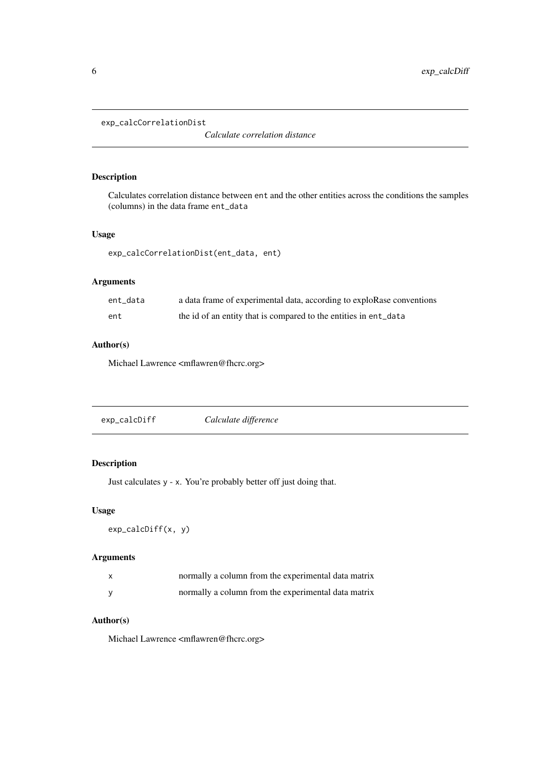## exp_calcCorrelationDist — *Calculate correlation distance*

### Description

Calculates correlation distance between `ent` and the other entities across the conditions the samples (columns) in the data frame `ent_data`

### Usage

```
exp_calcCorrelationDist(ent_data, ent)
```

### Arguments

| | |
|---|---|
| `ent_data` | a data frame of experimental data, according to exploRase conventions |
| `ent` | the id of an entity that is compared to the entities in `ent_data` |

### Author(s)

Michael Lawrence <mflawren@fhcrc.org>

## exp_calcDiff — *Calculate difference*

### Description

Just calculates `y - x`. You're probably better off just doing that.

### Usage

```
exp_calcDiff(x, y)
```

### Arguments

| | |
|---|---|
| `x` | normally a column from the experimental data matrix |
| `y` | normally a column from the experimental data matrix |

### Author(s)

Michael Lawrence <mflawren@fhcrc.org>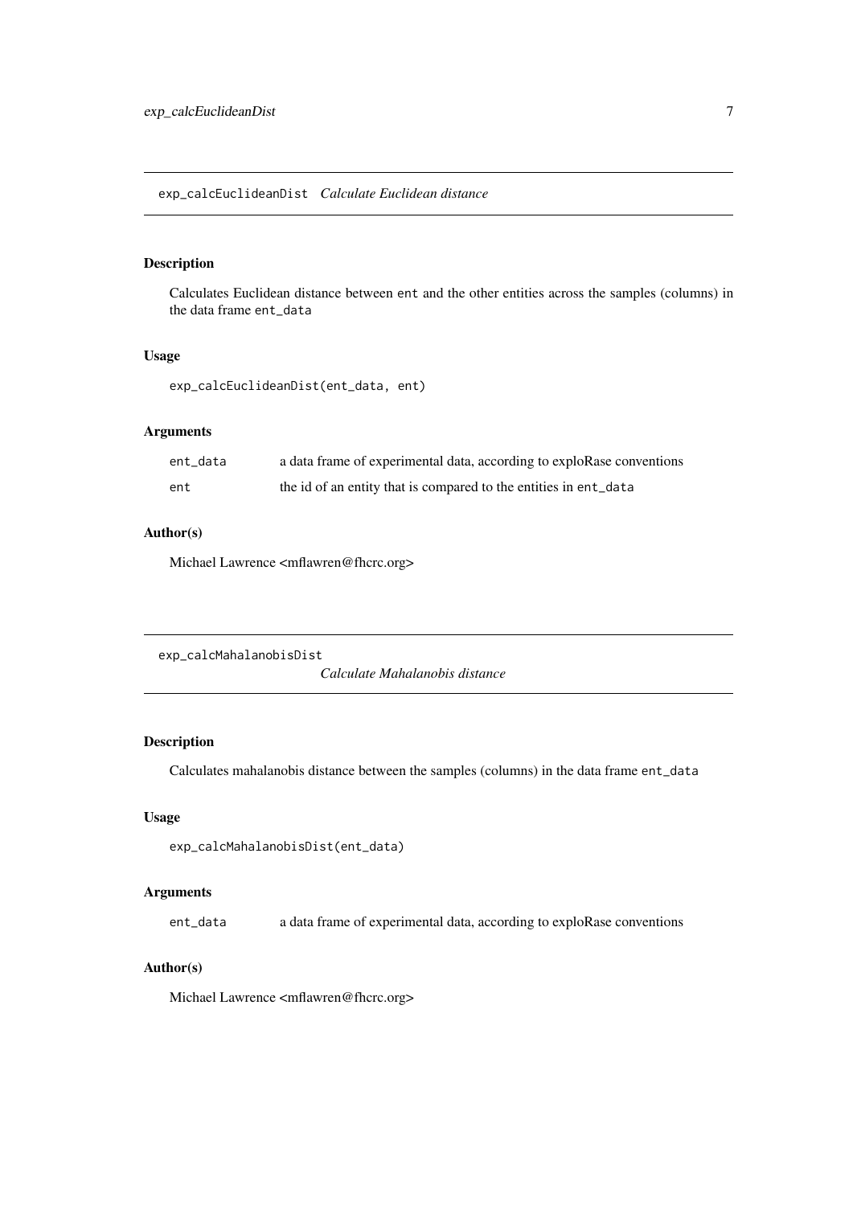## exp_calcEuclideanDist *Calculate Euclidean distance*

### Description

Calculates Euclidean distance between ent and the other entities across the samples (columns) in the data frame ent_data

### Usage

```
exp_calcEuclideanDist(ent_data, ent)
```

### Arguments

| | |
|---|---|
| ent_data | a data frame of experimental data, according to exploRase conventions |
| ent | the id of an entity that is compared to the entities in ent_data |

### Author(s)

Michael Lawrence <mflawren@fhcrc.org>

## exp_calcMahalanobisDist *Calculate Mahalanobis distance*

### Description

Calculates mahalanobis distance between the samples (columns) in the data frame ent_data

### Usage

```
exp_calcMahalanobisDist(ent_data)
```

### Arguments

| | |
|---|---|
| ent_data | a data frame of experimental data, according to exploRase conventions |

### Author(s)

Michael Lawrence <mflawren@fhcrc.org>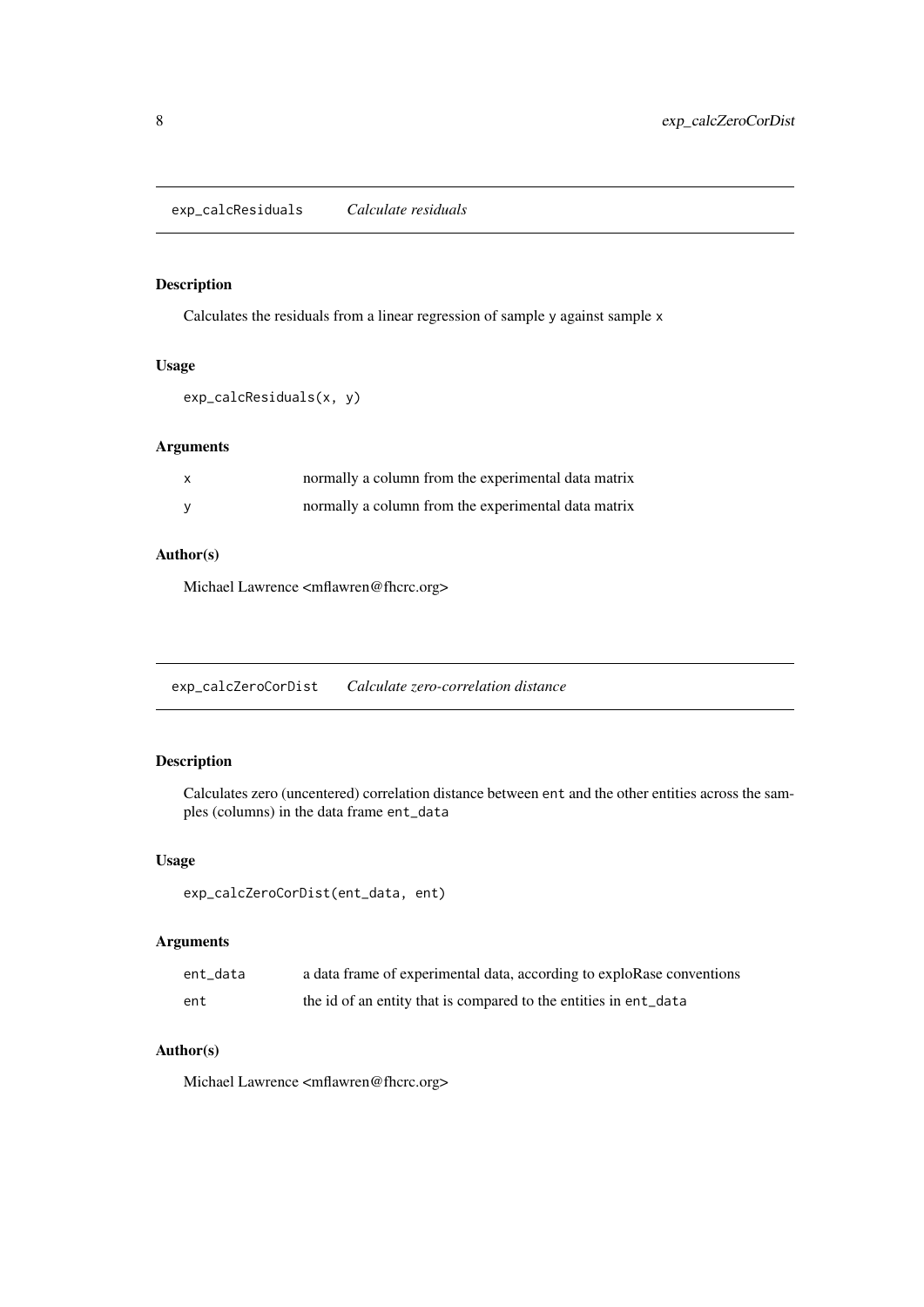## exp_calcResiduals — *Calculate residuals*

### Description

Calculates the residuals from a linear regression of sample `y` against sample `x`

### Usage

```
exp_calcResiduals(x, y)
```

### Arguments

| | |
|---|---|
| `x` | normally a column from the experimental data matrix |
| `y` | normally a column from the experimental data matrix |

### Author(s)

Michael Lawrence <mflawren@fhcrc.org>

## exp_calcZeroCorDist — *Calculate zero-correlation distance*

### Description

Calculates zero (uncentered) correlation distance between `ent` and the other entities across the samples (columns) in the data frame `ent_data`

### Usage

```
exp_calcZeroCorDist(ent_data, ent)
```

### Arguments

| | |
|---|---|
| `ent_data` | a data frame of experimental data, according to exploRase conventions |
| `ent` | the id of an entity that is compared to the entities in `ent_data` |

### Author(s)

Michael Lawrence <mflawren@fhcrc.org>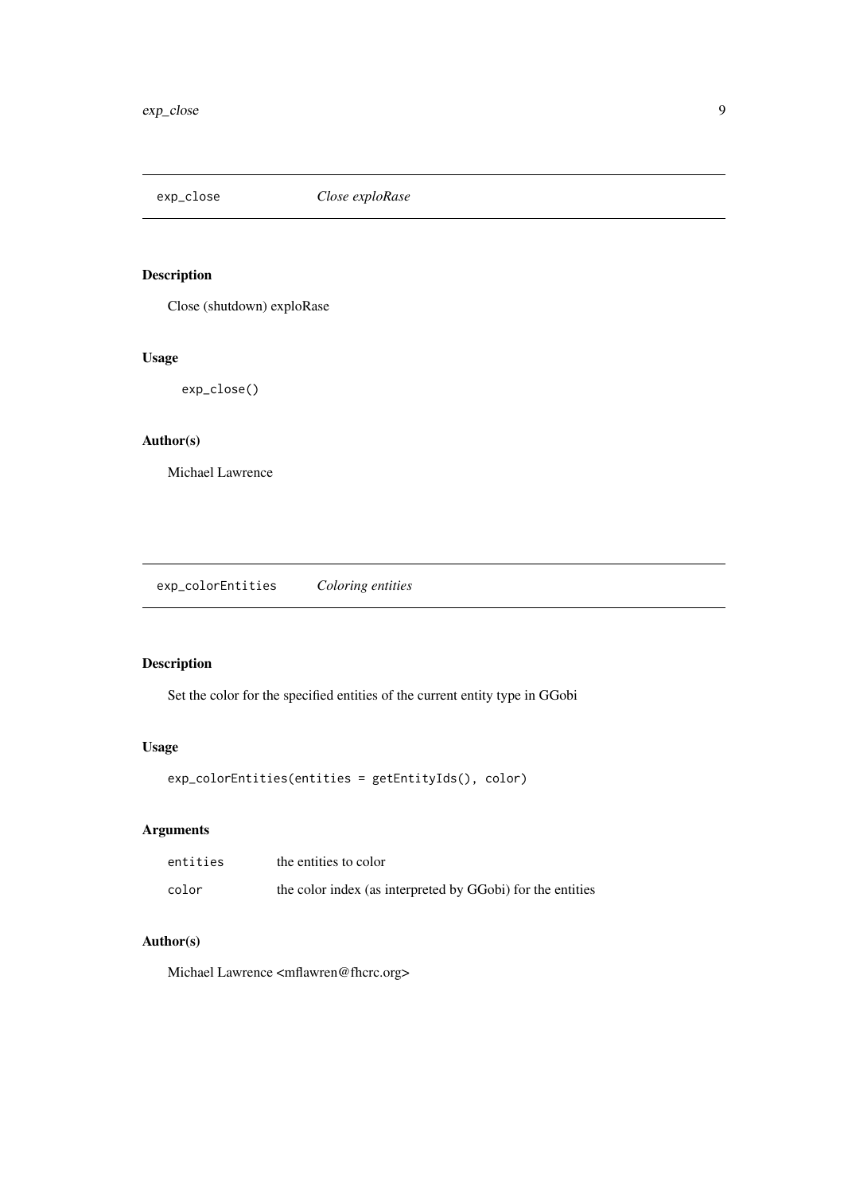## exp_close — *Close exploRase*

### Description

Close (shutdown) exploRase

### Usage

```
exp_close()
```

### Author(s)

Michael Lawrence

## exp_colorEntities — *Coloring entities*

### Description

Set the color for the specified entities of the current entity type in GGobi

### Usage

```
exp_colorEntities(entities = getEntityIds(), color)
```

### Arguments

| | |
|---|---|
| entities | the entities to color |
| color | the color index (as interpreted by GGobi) for the entities |

### Author(s)

Michael Lawrence <mflawren@fhcrc.org>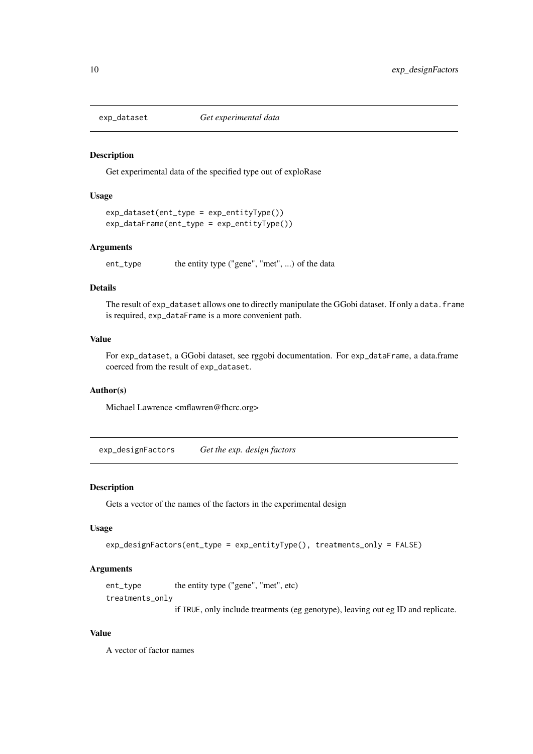## exp_dataset *Get experimental data*

### Description

Get experimental data of the specified type out of exploRase

### Usage

```
exp_dataset(ent_type = exp_entityType())
exp_dataFrame(ent_type = exp_entityType())
```

### Arguments

| | |
|---|---|
| ent_type | the entity type ("gene", "met", ...) of the data |

### Details

The result of `exp_dataset` allows one to directly manipulate the GGobi dataset. If only a `data.frame` is required, `exp_dataFrame` is a more convenient path.

### Value

For `exp_dataset`, a GGobi dataset, see rggobi documentation. For `exp_dataFrame`, a data.frame coerced from the result of `exp_dataset`.

### Author(s)

Michael Lawrence <mflawren@fhcrc.org>

## exp_designFactors *Get the exp. design factors*

### Description

Gets a vector of the names of the factors in the experimental design

### Usage

```
exp_designFactors(ent_type = exp_entityType(), treatments_only = FALSE)
```

### Arguments

| | |
|---|---|
| ent_type | the entity type ("gene", "met", etc) |
| treatments_only | if `TRUE`, only include treatments (eg genotype), leaving out eg ID and replicate. |

### Value

A vector of factor names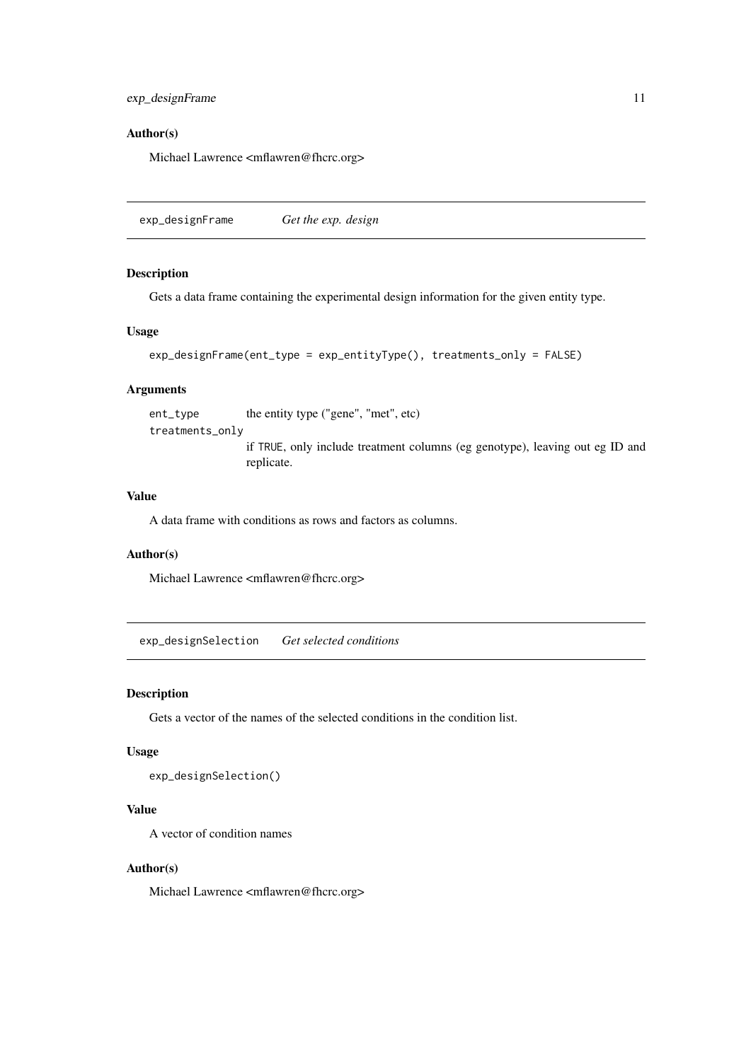## Author(s)

Michael Lawrence <mflawren@fhcrc.org>

---

# exp_designFrame — *Get the exp. design*

## Description

Gets a data frame containing the experimental design information for the given entity type.

## Usage

```
exp_designFrame(ent_type = exp_entityType(), treatments_only = FALSE)
```

## Arguments

| | |
|---|---|
| `ent_type` | the entity type ("gene", "met", etc) |
| `treatments_only` | if TRUE, only include treatment columns (eg genotype), leaving out eg ID and replicate. |

## Value

A data frame with conditions as rows and factors as columns.

## Author(s)

Michael Lawrence <mflawren@fhcrc.org>

---

# exp_designSelection — *Get selected conditions*

## Description

Gets a vector of the names of the selected conditions in the condition list.

## Usage

```
exp_designSelection()
```

## Value

A vector of condition names

## Author(s)

Michael Lawrence <mflawren@fhcrc.org>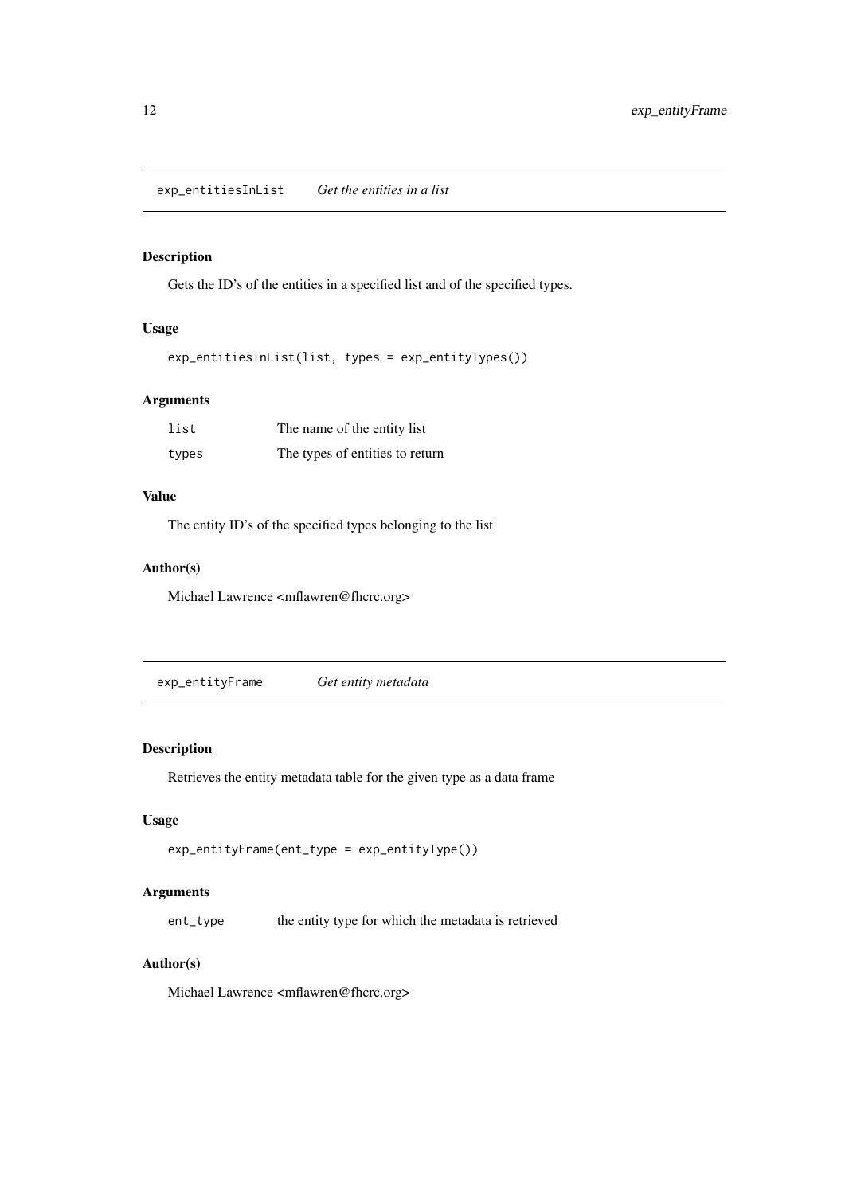## exp_entitiesInList    *Get the entities in a list*

### Description

Gets the ID's of the entities in a specified list and of the specified types.

### Usage

```
exp_entitiesInList(list, types = exp_entityTypes())
```

### Arguments

| | |
|---|---|
| `list` | The name of the entity list |
| `types` | The types of entities to return |

### Value

The entity ID's of the specified types belonging to the list

### Author(s)

Michael Lawrence <mflawren@fhcrc.org>

## exp_entityFrame    *Get entity metadata*

### Description

Retrieves the entity metadata table for the given type as a data frame

### Usage

```
exp_entityFrame(ent_type = exp_entityType())
```

### Arguments

| | |
|---|---|
| `ent_type` | the entity type for which the metadata is retrieved |

### Author(s)

Michael Lawrence <mflawren@fhcrc.org>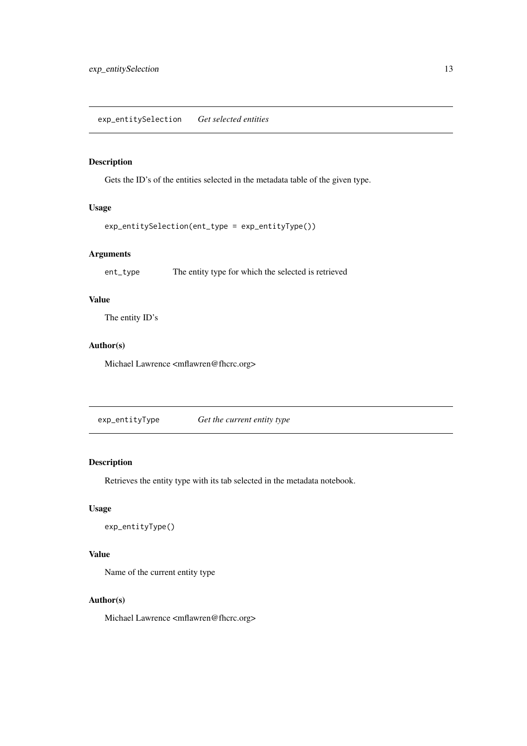## `exp_entitySelection` *Get selected entities*

### Description

Gets the ID's of the entities selected in the metadata table of the given type.

### Usage

```
exp_entitySelection(ent_type = exp_entityType())
```

### Arguments

| | |
|---|---|
| `ent_type` | The entity type for which the selected is retrieved |

### Value

The entity ID's

### Author(s)

Michael Lawrence <mflawren@fhcrc.org>

## `exp_entityType` *Get the current entity type*

### Description

Retrieves the entity type with its tab selected in the metadata notebook.

### Usage

```
exp_entityType()
```

### Value

Name of the current entity type

### Author(s)

Michael Lawrence <mflawren@fhcrc.org>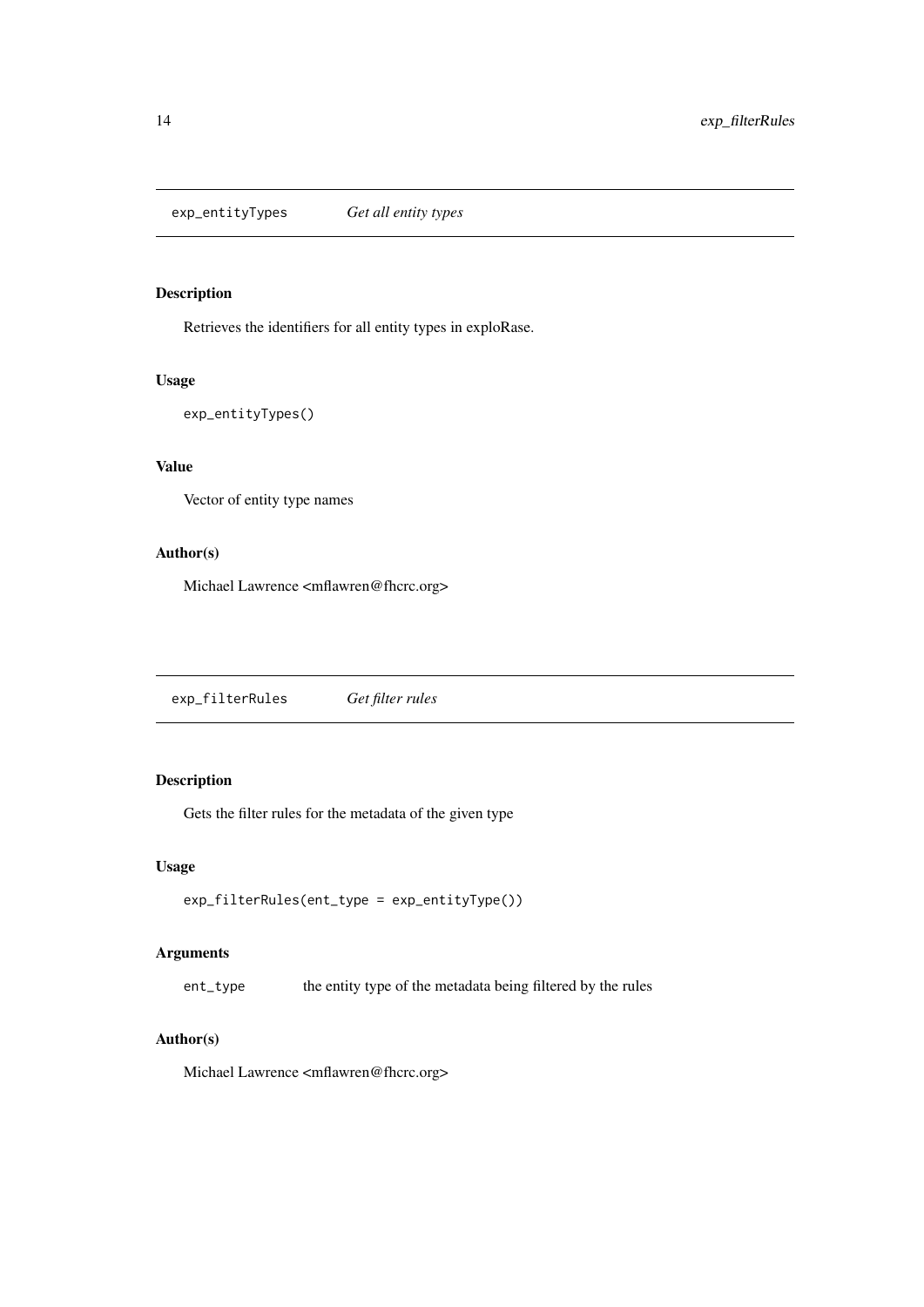## exp_entityTypes *Get all entity types*

### Description

Retrieves the identifiers for all entity types in exploRase.

### Usage

```
exp_entityTypes()
```

### Value

Vector of entity type names

### Author(s)

Michael Lawrence <mflawren@fhcrc.org>

## exp_filterRules *Get filter rules*

### Description

Gets the filter rules for the metadata of the given type

### Usage

```
exp_filterRules(ent_type = exp_entityType())
```

### Arguments

| | |
|---|---|
| ent_type | the entity type of the metadata being filtered by the rules |

### Author(s)

Michael Lawrence <mflawren@fhcrc.org>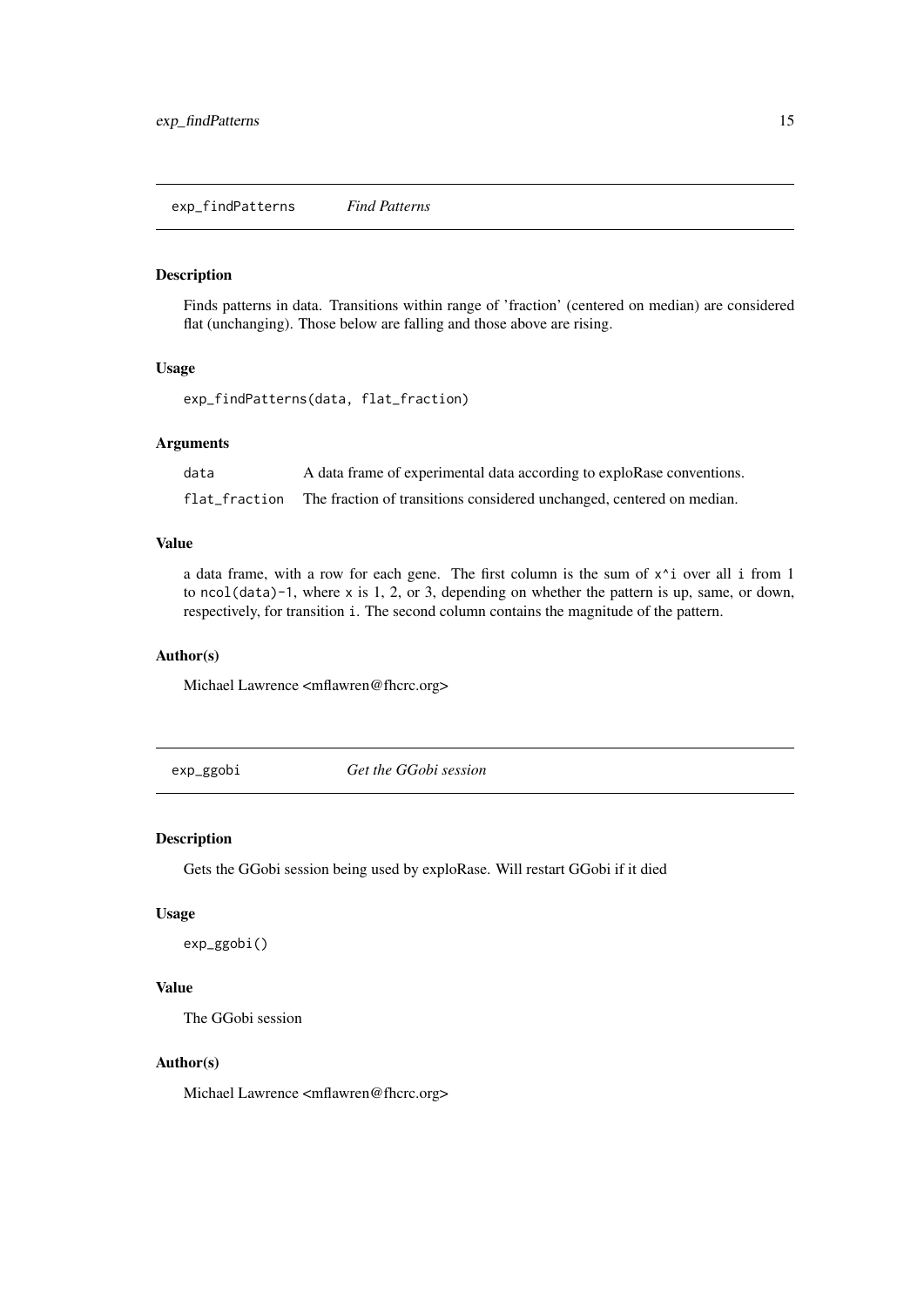## exp_findPatterns *Find Patterns*

### Description

Finds patterns in data. Transitions within range of 'fraction' (centered on median) are considered flat (unchanging). Those below are falling and those above are rising.

### Usage

```
exp_findPatterns(data, flat_fraction)
```

### Arguments

| | |
|---|---|
| data | A data frame of experimental data according to exploRase conventions. |
| flat_fraction | The fraction of transitions considered unchanged, centered on median. |

### Value

a data frame, with a row for each gene. The first column is the sum of `x^i` over all `i` from 1 to `ncol(data)-1`, where `x` is 1, 2, or 3, depending on whether the pattern is up, same, or down, respectively, for transition `i`. The second column contains the magnitude of the pattern.

### Author(s)

Michael Lawrence <mflawren@fhcrc.org>

## exp_ggobi *Get the GGobi session*

### Description

Gets the GGobi session being used by exploRase. Will restart GGobi if it died

### Usage

```
exp_ggobi()
```

### Value

The GGobi session

### Author(s)

Michael Lawrence <mflawren@fhcrc.org>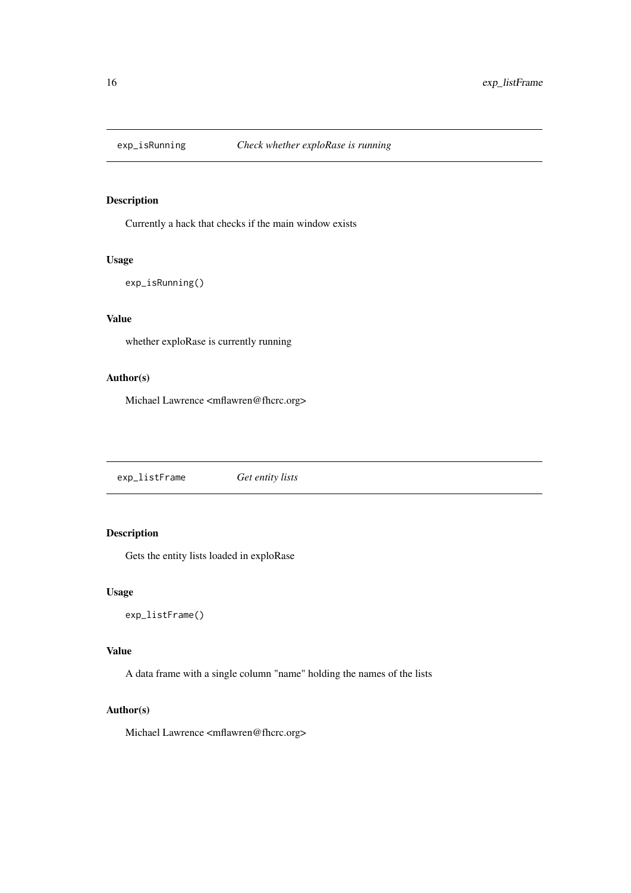## exp_isRunning — *Check whether exploRase is running*

### Description

Currently a hack that checks if the main window exists

### Usage

```
exp_isRunning()
```

### Value

whether exploRase is currently running

### Author(s)

Michael Lawrence <mflawren@fhcrc.org>

## exp_listFrame — *Get entity lists*

### Description

Gets the entity lists loaded in exploRase

### Usage

```
exp_listFrame()
```

### Value

A data frame with a single column "name" holding the names of the lists

### Author(s)

Michael Lawrence <mflawren@fhcrc.org>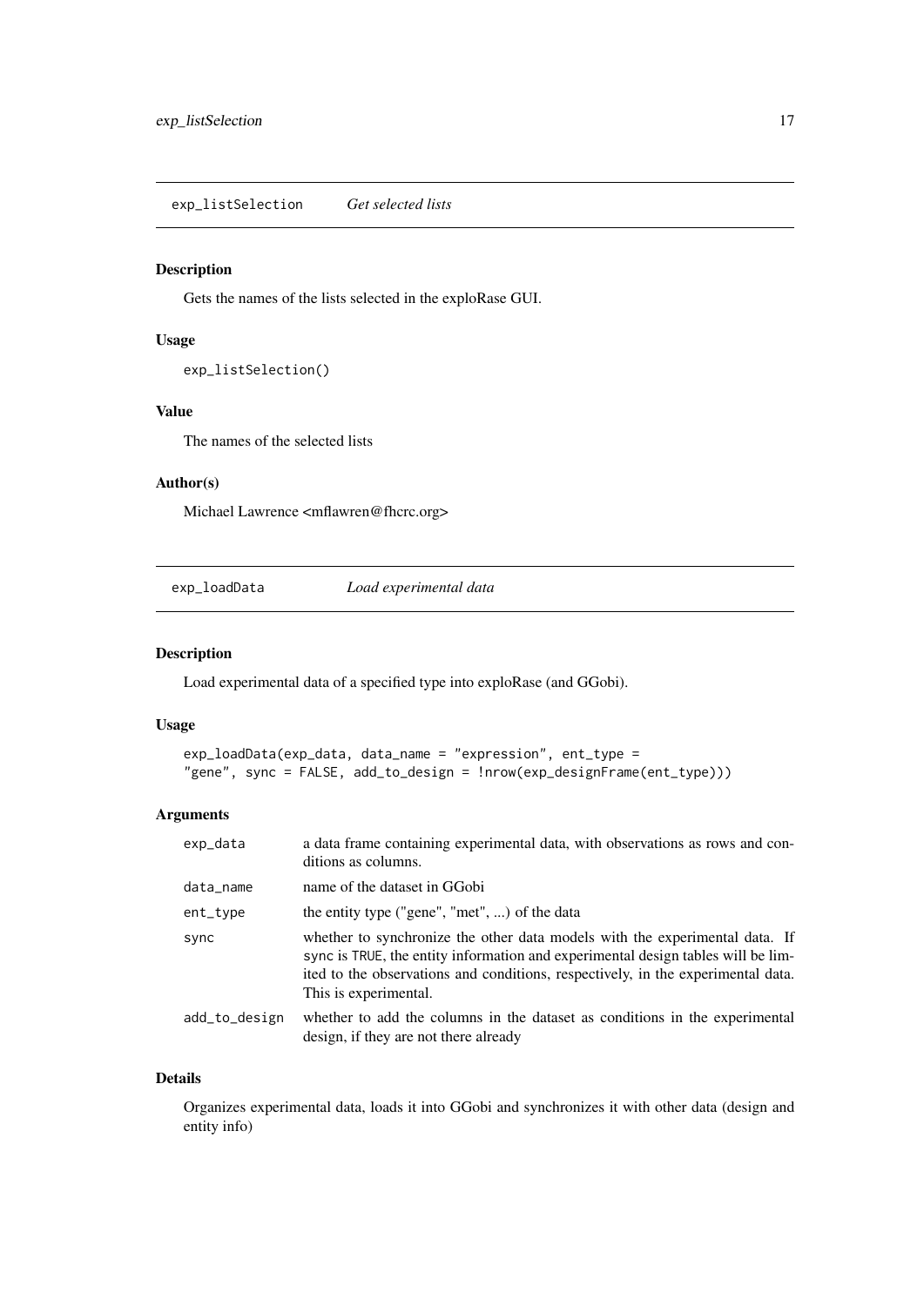## exp_listSelection — *Get selected lists*

### Description

Gets the names of the lists selected in the exploRase GUI.

### Usage

```
exp_listSelection()
```

### Value

The names of the selected lists

### Author(s)

Michael Lawrence <mflawren@fhcrc.org>

## exp_loadData — *Load experimental data*

### Description

Load experimental data of a specified type into exploRase (and GGobi).

### Usage

```
exp_loadData(exp_data, data_name = "expression", ent_type =
"gene", sync = FALSE, add_to_design = !nrow(exp_designFrame(ent_type)))
```

### Arguments

| | |
|---|---|
| exp_data | a data frame containing experimental data, with observations as rows and conditions as columns. |
| data_name | name of the dataset in GGobi |
| ent_type | the entity type ("gene", "met", ...) of the data |
| sync | whether to synchronize the other data models with the experimental data. If sync is TRUE, the entity information and experimental design tables will be limited to the observations and conditions, respectively, in the experimental data. This is experimental. |
| add_to_design | whether to add the columns in the dataset as conditions in the experimental design, if they are not there already |

### Details

Organizes experimental data, loads it into GGobi and synchronizes it with other data (design and entity info)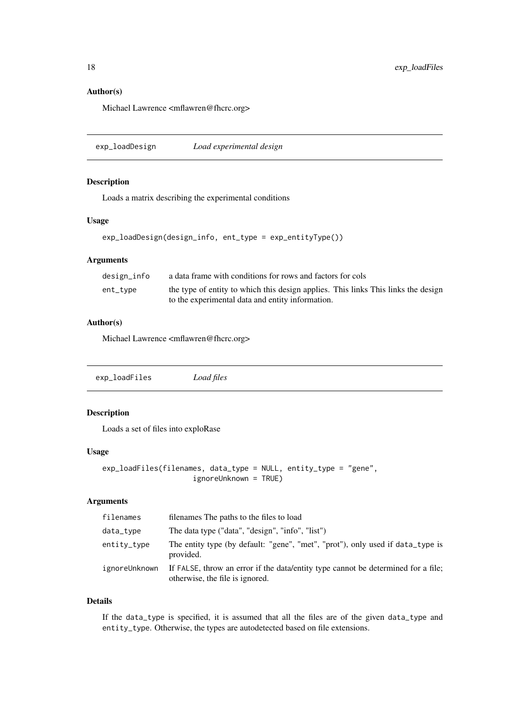### Author(s)

Michael Lawrence <mflawren@fhcrc.org>

---

## exp_loadDesign    *Load experimental design*

### Description

Loads a matrix describing the experimental conditions

### Usage

```
exp_loadDesign(design_info, ent_type = exp_entityType())
```

### Arguments

| | |
|---|---|
| design_info | a data frame with conditions for rows and factors for cols |
| ent_type | the type of entity to which this design applies. This links This links the design to the experimental data and entity information. |

### Author(s)

Michael Lawrence <mflawren@fhcrc.org>

---

## exp_loadFiles    *Load files*

### Description

Loads a set of files into exploRase

### Usage

```
exp_loadFiles(filenames, data_type = NULL, entity_type = "gene",
                    ignoreUnknown = TRUE)
```

### Arguments

| | |
|---|---|
| filenames | filenames The paths to the files to load |
| data_type | The data type ("data", "design", "info", "list") |
| entity_type | The entity type (by default: "gene", "met", "prot"), only used if data_type is provided. |
| ignoreUnknown | If FALSE, throw an error if the data/entity type cannot be determined for a file; otherwise, the file is ignored. |

### Details

If the data_type is specified, it is assumed that all the files are of the given data_type and entity_type. Otherwise, the types are autodetected based on file extensions.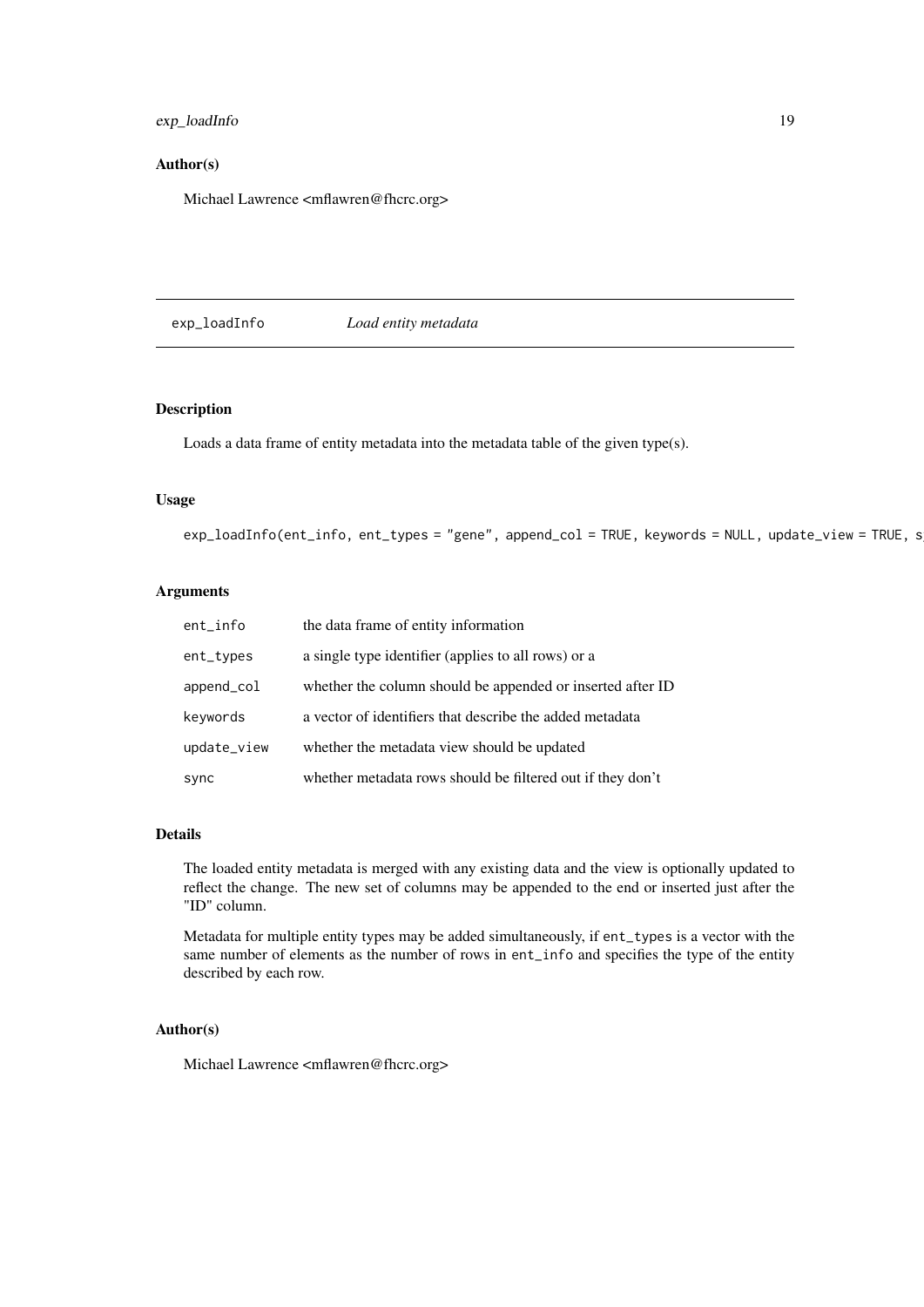## Author(s)

Michael Lawrence <mflawren@fhcrc.org>

---

exp_loadInfo        *Load entity metadata*

---

## Description

Loads a data frame of entity metadata into the metadata table of the given type(s).

## Usage

```
exp_loadInfo(ent_info, ent_types = "gene", append_col = TRUE, keywords = NULL, update_view = TRUE, s
```

## Arguments

| | |
|---|---|
| ent_info | the data frame of entity information |
| ent_types | a single type identifier (applies to all rows) or a |
| append_col | whether the column should be appended or inserted after ID |
| keywords | a vector of identifiers that describe the added metadata |
| update_view | whether the metadata view should be updated |
| sync | whether metadata rows should be filtered out if they don't |

## Details

The loaded entity metadata is merged with any existing data and the view is optionally updated to reflect the change. The new set of columns may be appended to the end or inserted just after the "ID" column.

Metadata for multiple entity types may be added simultaneously, if `ent_types` is a vector with the same number of elements as the number of rows in `ent_info` and specifies the type of the entity described by each row.

## Author(s)

Michael Lawrence <mflawren@fhcrc.org>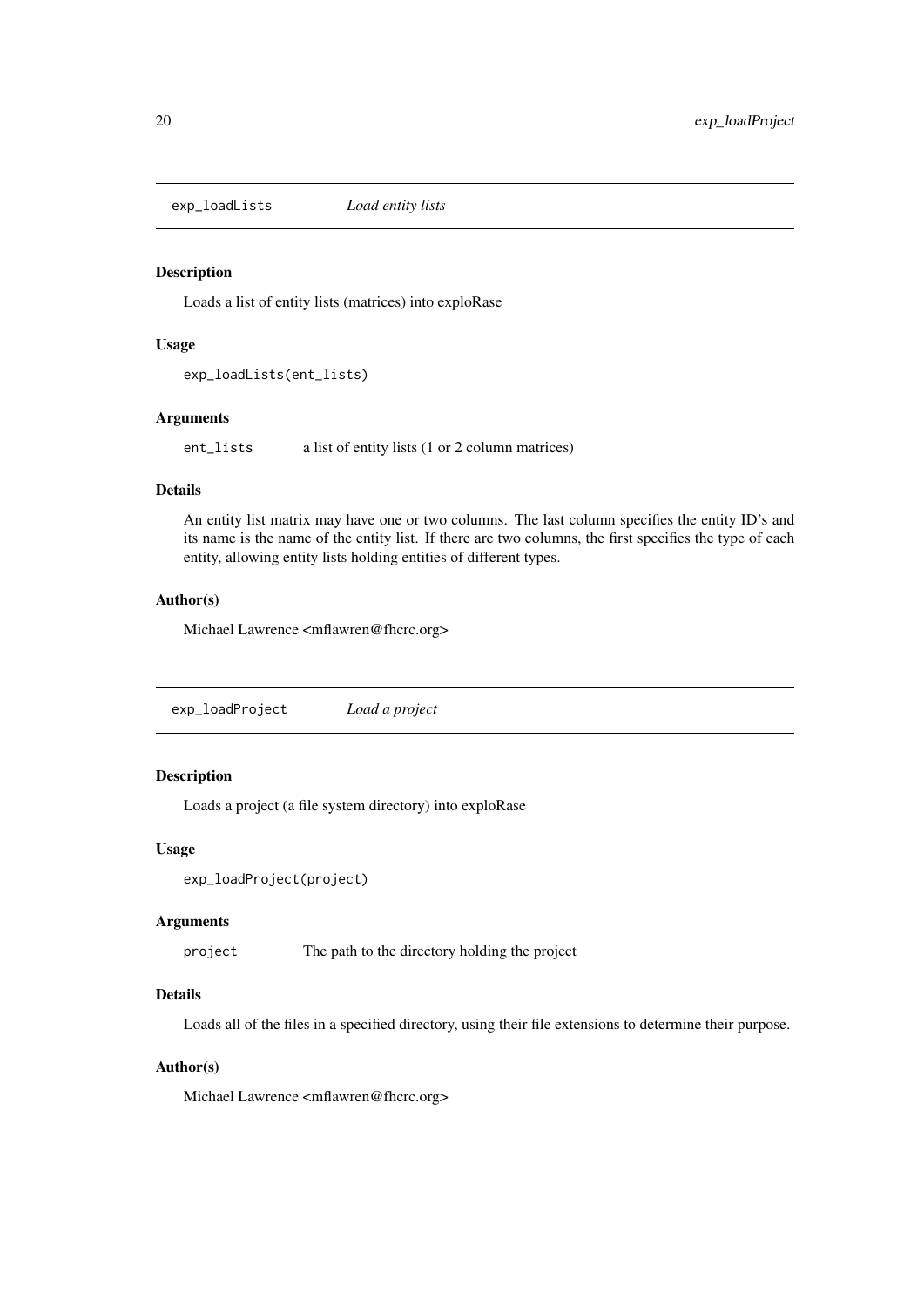## exp_loadLists *Load entity lists*

### Description

Loads a list of entity lists (matrices) into exploRase

### Usage

```
exp_loadLists(ent_lists)
```

### Arguments

| | |
|---|---|
| `ent_lists` | a list of entity lists (1 or 2 column matrices) |

### Details

An entity list matrix may have one or two columns. The last column specifies the entity ID's and its name is the name of the entity list. If there are two columns, the first specifies the type of each entity, allowing entity lists holding entities of different types.

### Author(s)

Michael Lawrence <mflawren@fhcrc.org>

## exp_loadProject *Load a project*

### Description

Loads a project (a file system directory) into exploRase

### Usage

```
exp_loadProject(project)
```

### Arguments

| | |
|---|---|
| `project` | The path to the directory holding the project |

### Details

Loads all of the files in a specified directory, using their file extensions to determine their purpose.

### Author(s)

Michael Lawrence <mflawren@fhcrc.org>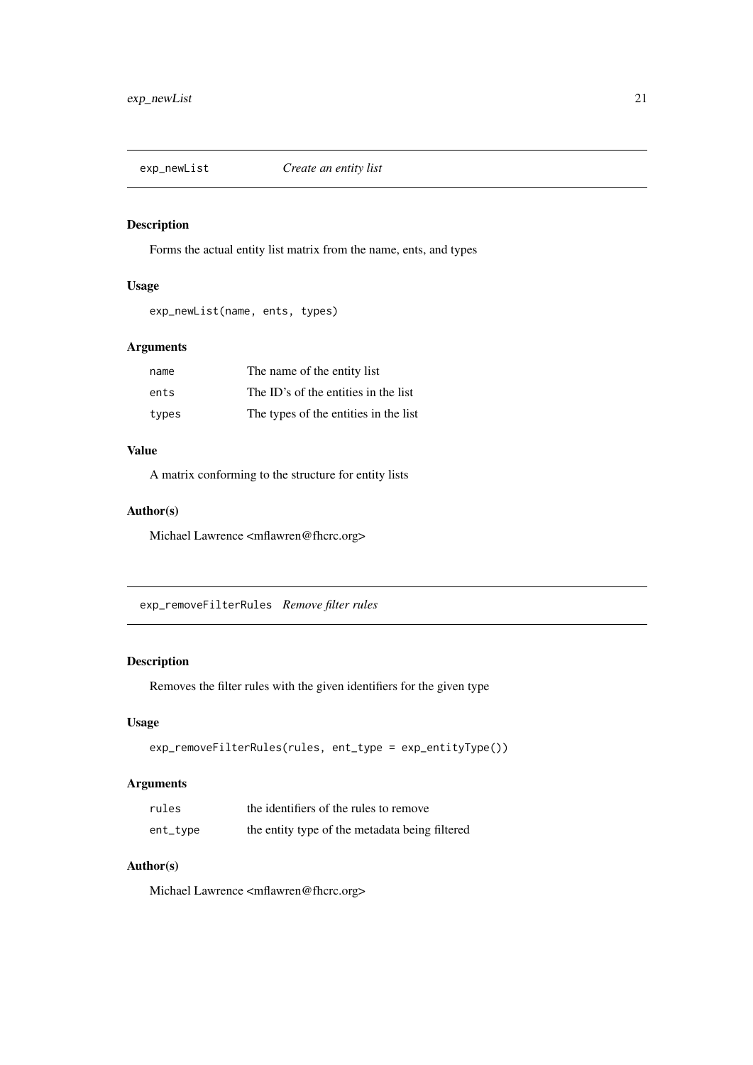## exp_newList *Create an entity list*

### Description

Forms the actual entity list matrix from the name, ents, and types

### Usage

```
exp_newList(name, ents, types)
```

### Arguments

| | |
|---|---|
| name | The name of the entity list |
| ents | The ID's of the entities in the list |
| types | The types of the entities in the list |

### Value

A matrix conforming to the structure for entity lists

### Author(s)

Michael Lawrence <mflawren@fhcrc.org>

## exp_removeFilterRules *Remove filter rules*

### Description

Removes the filter rules with the given identifiers for the given type

### Usage

```
exp_removeFilterRules(rules, ent_type = exp_entityType())
```

### Arguments

| | |
|---|---|
| rules | the identifiers of the rules to remove |
| ent_type | the entity type of the metadata being filtered |

### Author(s)

Michael Lawrence <mflawren@fhcrc.org>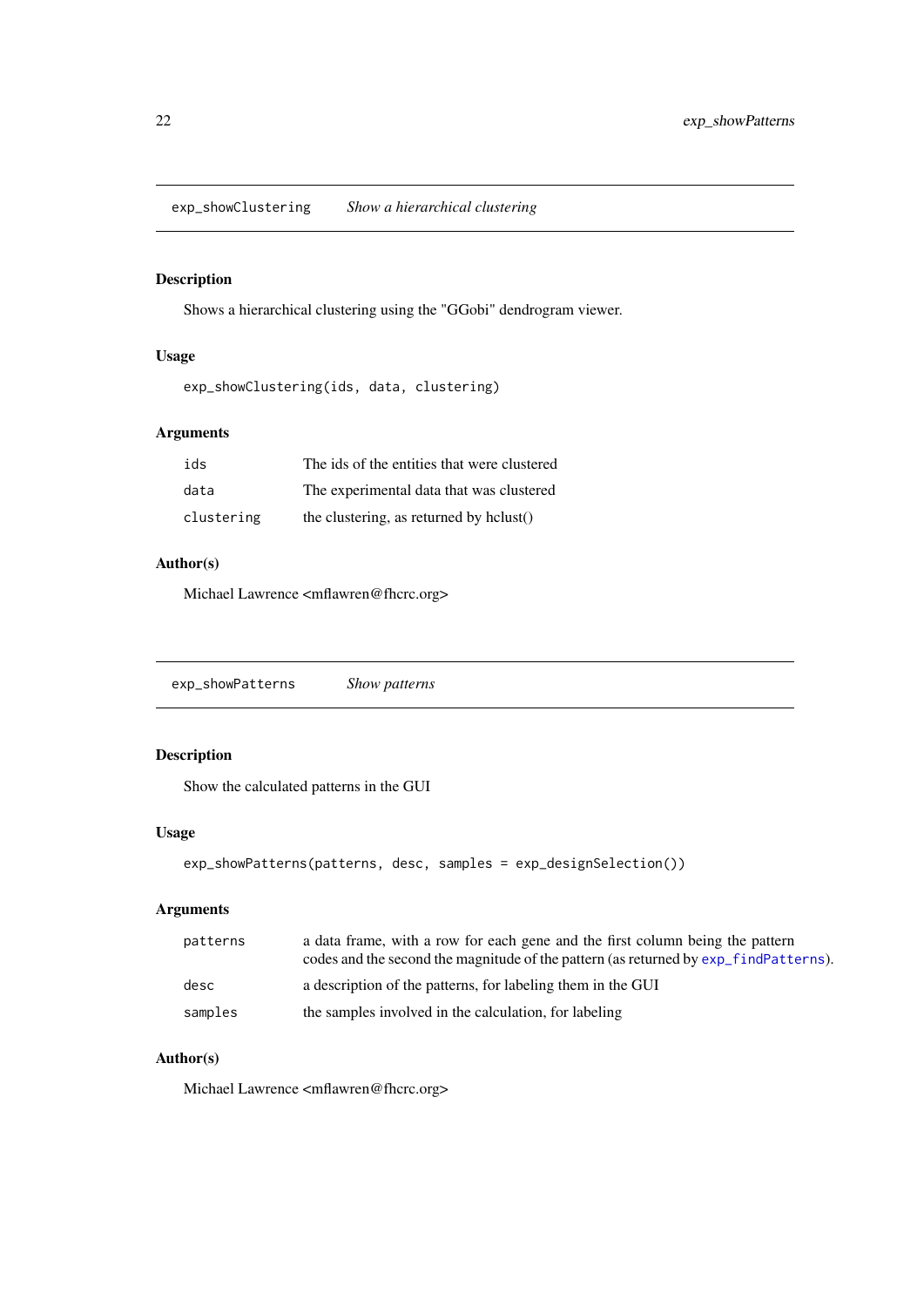## exp_showClustering — *Show a hierarchical clustering*

### Description

Shows a hierarchical clustering using the "GGobi" dendrogram viewer.

### Usage

```
exp_showClustering(ids, data, clustering)
```

### Arguments

| | |
|---|---|
| `ids` | The ids of the entities that were clustered |
| `data` | The experimental data that was clustered |
| `clustering` | the clustering, as returned by hclust() |

### Author(s)

Michael Lawrence <mflawren@fhcrc.org>

## exp_showPatterns — *Show patterns*

### Description

Show the calculated patterns in the GUI

### Usage

```
exp_showPatterns(patterns, desc, samples = exp_designSelection())
```

### Arguments

| | |
|---|---|
| `patterns` | a data frame, with a row for each gene and the first column being the pattern codes and the second the magnitude of the pattern (as returned by `exp_findPatterns`). |
| `desc` | a description of the patterns, for labeling them in the GUI |
| `samples` | the samples involved in the calculation, for labeling |

### Author(s)

Michael Lawrence <mflawren@fhcrc.org>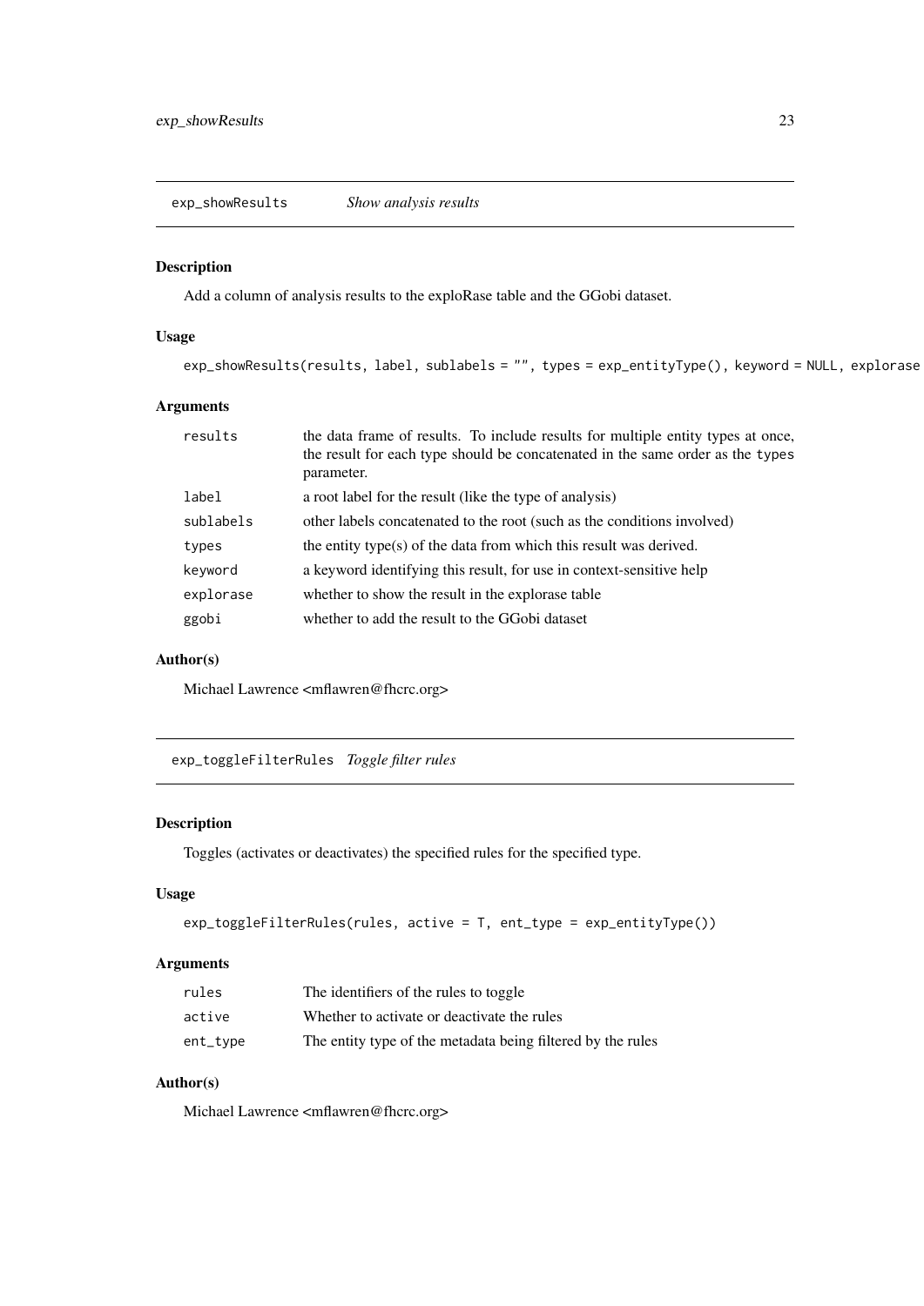## exp_showResults *Show analysis results*

### Description

Add a column of analysis results to the exploRase table and the GGobi dataset.

### Usage

```
exp_showResults(results, label, sublabels = "", types = exp_entityType(), keyword = NULL, explorase
```

### Arguments

| | |
|---|---|
| results | the data frame of results. To include results for multiple entity types at once, the result for each type should be concatenated in the same order as the types parameter. |
| label | a root label for the result (like the type of analysis) |
| sublabels | other labels concatenated to the root (such as the conditions involved) |
| types | the entity type(s) of the data from which this result was derived. |
| keyword | a keyword identifying this result, for use in context-sensitive help |
| explorase | whether to show the result in the explorase table |
| ggobi | whether to add the result to the GGobi dataset |

### Author(s)

Michael Lawrence <mflawren@fhcrc.org>

## exp_toggleFilterRules *Toggle filter rules*

### Description

Toggles (activates or deactivates) the specified rules for the specified type.

### Usage

```
exp_toggleFilterRules(rules, active = T, ent_type = exp_entityType())
```

### Arguments

| | |
|---|---|
| rules | The identifiers of the rules to toggle |
| active | Whether to activate or deactivate the rules |
| ent_type | The entity type of the metadata being filtered by the rules |

### Author(s)

Michael Lawrence <mflawren@fhcrc.org>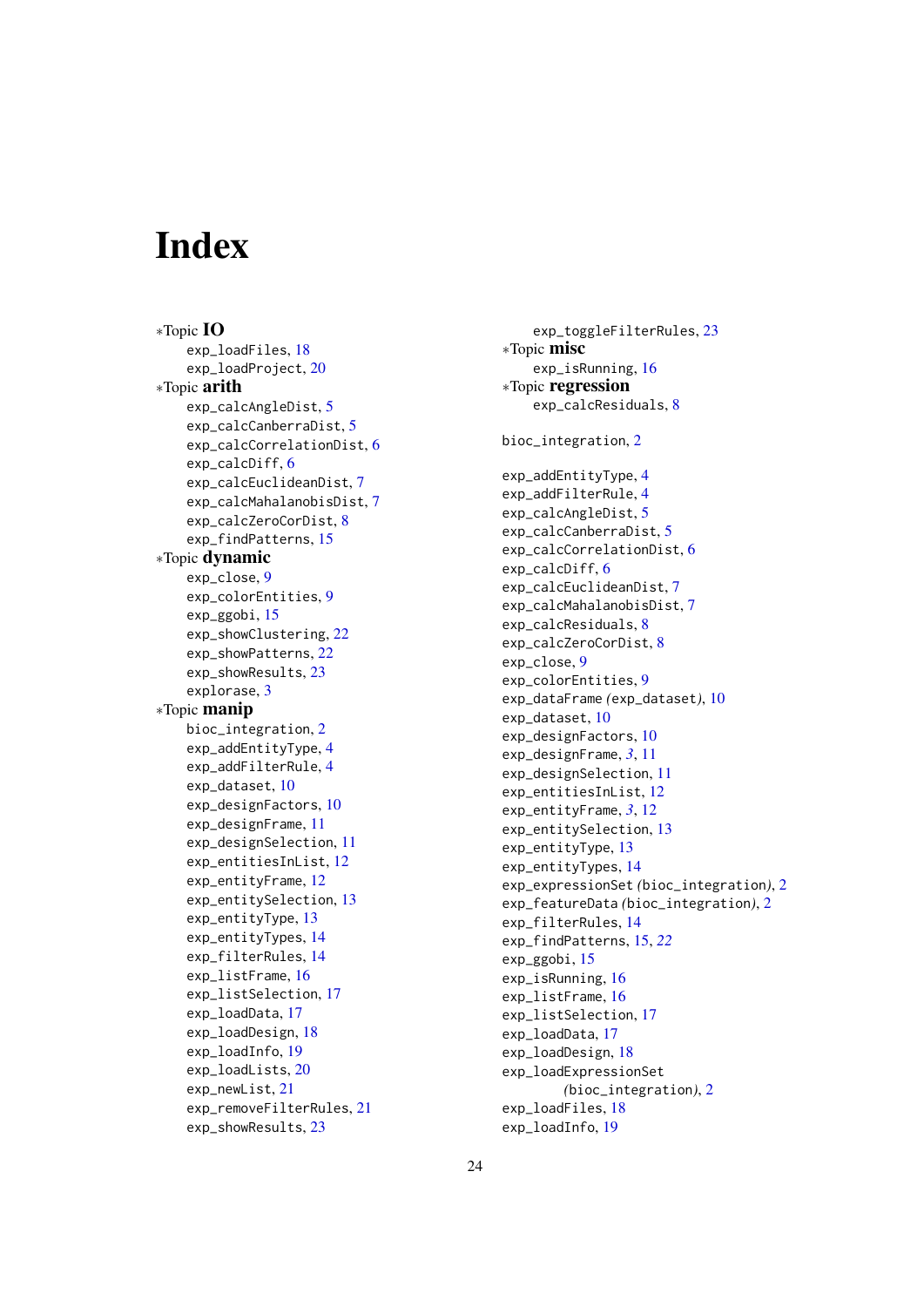# Index

*Topic **IO**
- exp_loadFiles, 18
- exp_loadProject, 20

*Topic **arith**
- exp_calcAngleDist, 5
- exp_calcCanberraDist, 5
- exp_calcCorrelationDist, 6
- exp_calcDiff, 6
- exp_calcEuclideanDist, 7
- exp_calcMahalanobisDist, 7
- exp_calcZeroCorDist, 8
- exp_findPatterns, 15

*Topic **dynamic**
- exp_close, 9
- exp_colorEntities, 9
- exp_ggobi, 15
- exp_showClustering, 22
- exp_showPatterns, 22
- exp_showResults, 23
- explorase, 3

*Topic **manip**
- bioc_integration, 2
- exp_addEntityType, 4
- exp_addFilterRule, 4
- exp_dataset, 10
- exp_designFactors, 10
- exp_designFrame, 11
- exp_designSelection, 11
- exp_entitiesInList, 12
- exp_entityFrame, 12
- exp_entitySelection, 13
- exp_entityType, 13
- exp_entityTypes, 14
- exp_filterRules, 14
- exp_listFrame, 16
- exp_listSelection, 17
- exp_loadData, 17
- exp_loadDesign, 18
- exp_loadInfo, 19
- exp_loadLists, 20
- exp_newList, 21
- exp_removeFilterRules, 21
- exp_showResults, 23
- exp_toggleFilterRules, 23

*Topic **misc**
- exp_isRunning, 16

*Topic **regression**
- exp_calcResiduals, 8

bioc_integration, 2

exp_addEntityType, 4
exp_addFilterRule, 4
exp_calcAngleDist, 5
exp_calcCanberraDist, 5
exp_calcCorrelationDist, 6
exp_calcDiff, 6
exp_calcEuclideanDist, 7
exp_calcMahalanobisDist, 7
exp_calcResiduals, 8
exp_calcZeroCorDist, 8
exp_close, 9
exp_colorEntities, 9
exp_dataFrame *(exp_dataset)*, 10
exp_dataset, 10
exp_designFactors, 10
exp_designFrame, *3*, 11
exp_designSelection, 11
exp_entitiesInList, 12
exp_entityFrame, *3*, 12
exp_entitySelection, 13
exp_entityType, 13
exp_entityTypes, 14
exp_expressionSet *(bioc_integration)*, 2
exp_featureData *(bioc_integration)*, 2
exp_filterRules, 14
exp_findPatterns, 15, *22*
exp_ggobi, 15
exp_isRunning, 16
exp_listFrame, 16
exp_listSelection, 17
exp_loadData, 17
exp_loadDesign, 18
exp_loadExpressionSet *(bioc_integration)*, 2
exp_loadFiles, 18
exp_loadInfo, 19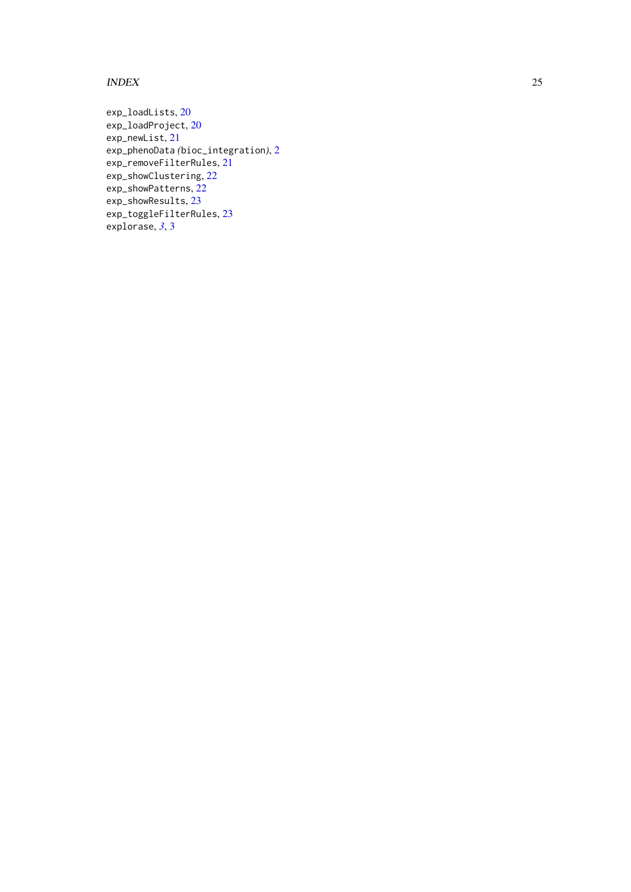exp_loadLists, 20
exp_loadProject, 20
exp_newList, 21
exp_phenoData (bioc_integration), 2
exp_removeFilterRules, 21
exp_showClustering, 22
exp_showPatterns, 22
exp_showResults, 23
exp_toggleFilterRules, 23
explorase, *3*, 3